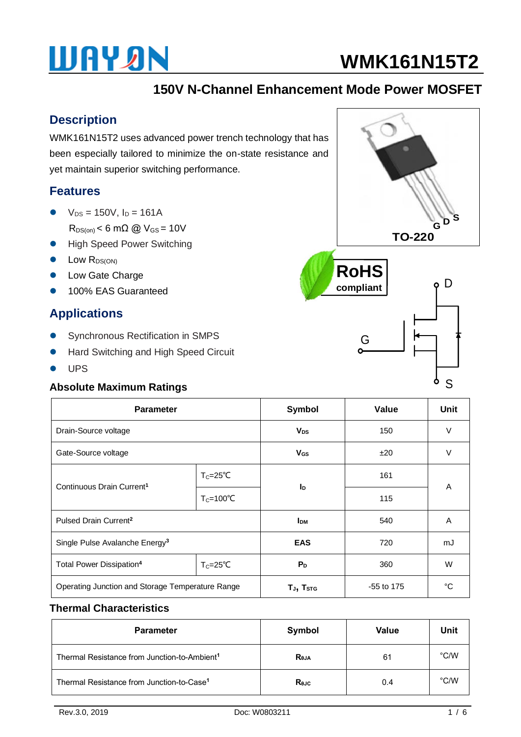# WMK161N15T2

## 150V N-Channel Enhancement Mode Power MOSFET

## Description

WMK161N15T2 uses advanced power trench technology that has been especially tailored to minimize the on-state resistance and yet maintain superior switching performance.

## Features

- $V_{DS}$ = 150V, $I_D$ = 161A
  $R_{DS(on)}$ < 6 mΩ @ $V_{GS}$ = 10V
- High Speed Power Switching
- Low $R_{DS(ON)}$
- Low Gate Charge
- 100% EAS Guaranteed

TO-220

G D S

RoHS compliant

D

G

S

## Applications

- Synchronous Rectification in SMPS
- Hard Switching and High Speed Circuit
- UPS

### Absolute Maximum Ratings

| Parameter | | Symbol | Value | Unit |
|---|---|---|---|---|
| Drain-Source voltage | | $V_{DS}$ | 150 | V |
| Gate-Source voltage | | $V_{GS}$ | ±20 | V |
| Continuous Drain Current[1] | $T_C$=25℃ | $I_D$ | 161 | A |
| | $T_C$=100℃ | | 115 | |
| Pulsed Drain Current[2] | | $I_{DM}$ | 540 | A |
| Single Pulse Avalanche Energy[3] | | EAS | 720 | mJ |
| Total Power Dissipation[4] | $T_C$=25℃ | $P_D$ | 360 | W |
| Operating Junction and Storage Temperature Range | | $T_J$, $T_{STG}$ | -55 to 175 | °C |

### Thermal Characteristics

| Parameter | Symbol | Value | Unit |
|---|---|---|---|
| Thermal Resistance from Junction-to-Ambient[1] | $R_{\theta JA}$ | 61 | °C/W |
| Thermal Resistance from Junction-to-Case[1] | $R_{\theta JC}$ | 0.4 | °C/W |

Rev.3.0, 2019 Doc: W0803211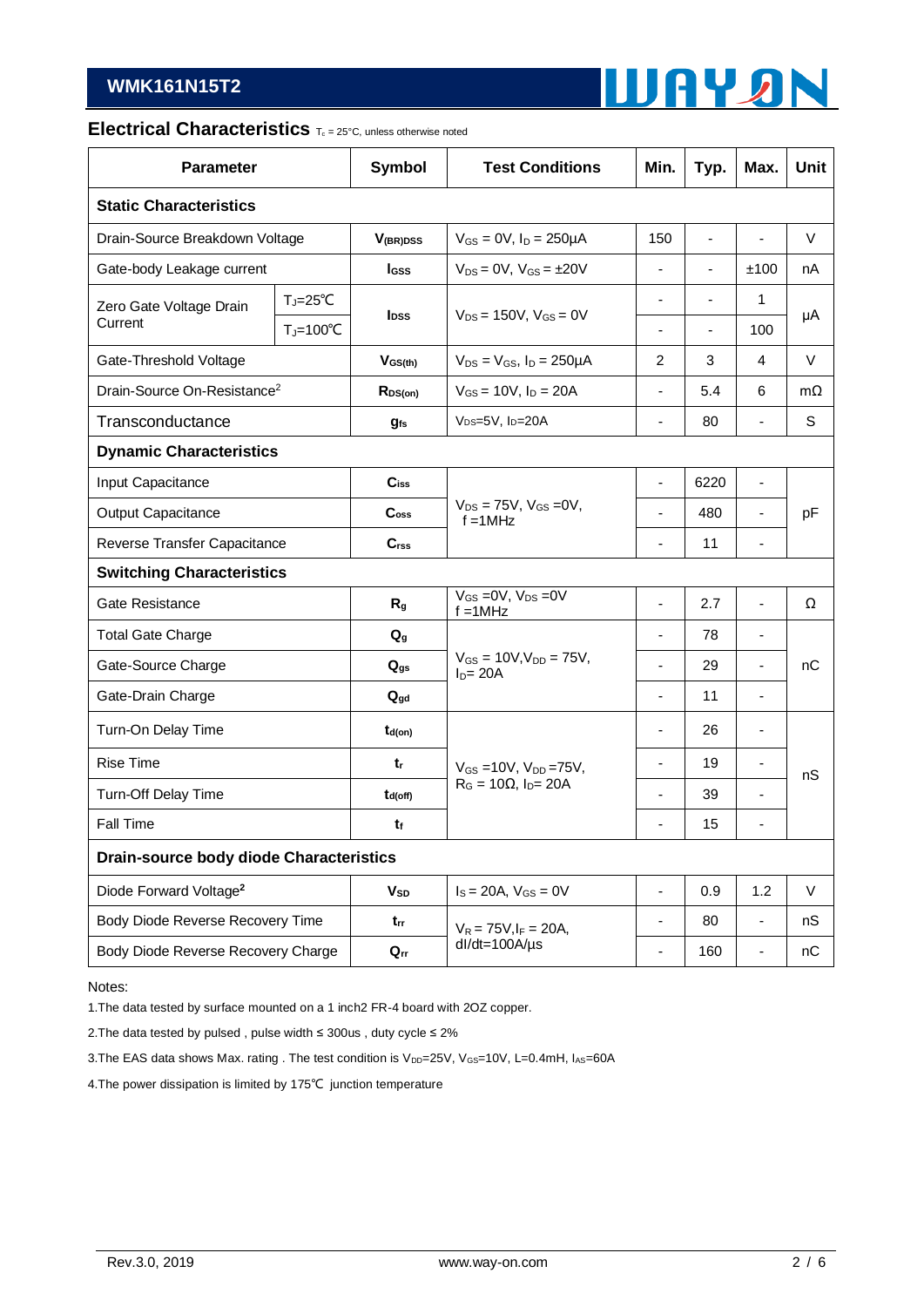## Electrical Characteristics $T_c$ = 25°C, unless otherwise noted

| Parameter | | Symbol | Test Conditions | Min. | Typ. | Max. | Unit |
|---|---|---|---|---|---|---|---|
| **Static Characteristics** | | | | | | | |
| Drain-Source Breakdown Voltage | | $V_{(BR)DSS}$ | $V_{GS}$ = 0V, $I_D$ = 250μA | 150 | - | - | V |
| Gate-body Leakage current | | $I_{GSS}$ | $V_{DS}$ = 0V, $V_{GS}$ = ±20V | - | - | ±100 | nA |
| Zero Gate Voltage Drain Current | $T_J$=25℃ | $I_{DSS}$ | $V_{DS}$ = 150V, $V_{GS}$ = 0V | - | - | 1 | μA |
| | $T_J$=100℃ | | | - | - | 100 | |
| Gate-Threshold Voltage | | $V_{GS(th)}$ | $V_{DS}$ = $V_{GS}$, $I_D$ = 250μA | 2 | 3 | 4 | V |
| Drain-Source On-Resistance[2] | | $R_{DS(on)}$ | $V_{GS}$ = 10V, $I_D$ = 20A | - | 5.4 | 6 | mΩ |
| Transconductance | | $g_{fs}$ | $V_{DS}$=5V, $I_D$=20A | - | 80 | - | S |
| **Dynamic Characteristics** | | | | | | | |
| Input Capacitance | | $C_{iss}$ | $V_{DS}$ = 75V, $V_{GS}$ =0V, f =1MHz | - | 6220 | - | pF |
| Output Capacitance | | $C_{oss}$ | | - | 480 | - | |
| Reverse Transfer Capacitance | | $C_{rss}$ | | - | 11 | - | |
| **Switching Characteristics** | | | | | | | |
| Gate Resistance | | $R_g$ | $V_{GS}$ =0V, $V_{DS}$ =0V f =1MHz | - | 2.7 | - | Ω |
| Total Gate Charge | | $Q_g$ | $V_{GS}$ = 10V, $V_{DD}$ = 75V, $I_D$= 20A | - | 78 | - | nC |
| Gate-Source Charge | | $Q_{gs}$ | | - | 29 | - | |
| Gate-Drain Charge | | $Q_{gd}$ | | - | 11 | - | |
| Turn-On Delay Time | | $t_{d(on)}$ | $V_{GS}$ =10V, $V_{DD}$ =75V, $R_G$ = 10Ω, $I_D$= 20A | - | 26 | - | nS |
| Rise Time | | $t_r$ | | - | 19 | - | |
| Turn-Off Delay Time | | $t_{d(off)}$ | | - | 39 | - | |
| Fall Time | | $t_f$ | | - | 15 | - | |
| **Drain-source body diode Characteristics** | | | | | | | |
| Diode Forward Voltage[2] | | $V_{SD}$ | $I_S$ = 20A, $V_{GS}$ = 0V | - | 0.9 | 1.2 | V |
| Body Diode Reverse Recovery Time | | $t_{rr}$ | $V_R$ = 75V, $I_F$ = 20A, dI/dt=100A/μs | - | 80 | - | nS |
| Body Diode Reverse Recovery Charge | | $Q_{rr}$ | | - | 160 | - | nC |

Notes:

1.The data tested by surface mounted on a 1 inch2 FR-4 board with 2OZ copper.

2.The data tested by pulsed , pulse width ≤ 300us , duty cycle ≤ 2%

3.The EAS data shows Max. rating . The test condition is $V_{DD}$=25V, $V_{GS}$=10V, L=0.4mH, $I_{AS}$=60A

4.The power dissipation is limited by 175℃ junction temperature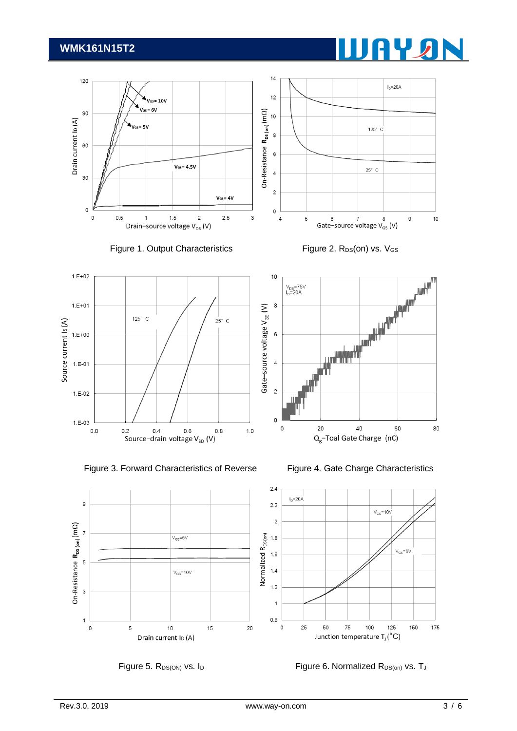120

90

60

30

0

0 0.5 1 1.5 2 2.5 3

Drain current Iᴅ (A)

Drain−source voltage $V_{DS}$ (V)

$V_{GS}$= 10V

$V_{GS}$ = 6V

$V_{GS}$= 5V

$V_{GS}$= 4.5V

$V_{GS}$= 4V

Figure 1. Output Characteristics

14

12

10

8

6

4

2

0

4 5 6 7 8 9 10

On-Resistance $R_{DS(on)}$ (mΩ)

Gate−source voltage $V_{GS}$ (V)

$I_D$=20A

125° C

25° C

Figure 2. $R_{DS}$(on) vs. $V_{GS}$

1.E+02

1.E+01

1.E+00

1.E-01

1.E-02

1.E-03

0.0 0.2 0.4 0.6 0.8 1.0

Source current Is (A)

Source−drain voltage $V_{SD}$ (V)

125° C

25° C

Figure 3. Forward Characteristics of Reverse

10

8

6

4

2

0

0 20 40 60 80

Gate−source voltage $V_{GS}$ (V)

$Q_g$−Toal Gate Charge (nC)

$V_{DS}$=75V

$I_D$=20A

Figure 4. Gate Charge Characteristics

9

7

5

3

1

0 5 10 15 20

On-Resistance $R_{DS(on)}$ (mΩ)

Drain current Iᴅ (A)

$V_{GS}$=6V

$V_{GS}$=10V

Figure 5. $R_{DS(ON)}$ vs. $I_D$

2.4

2.2

2

1.8

1.6

1.4

1.2

1

0.8

0 25 50 75 100 125 150 175

Normalized $R_{DS(on)}$

Junction temperature $T_J$ (°C)

$I_D$=20A

$V_{GS}$=10V

$V_{GS}$=6V

Figure 6. Normalized $R_{DS(on)}$ vs. $T_J$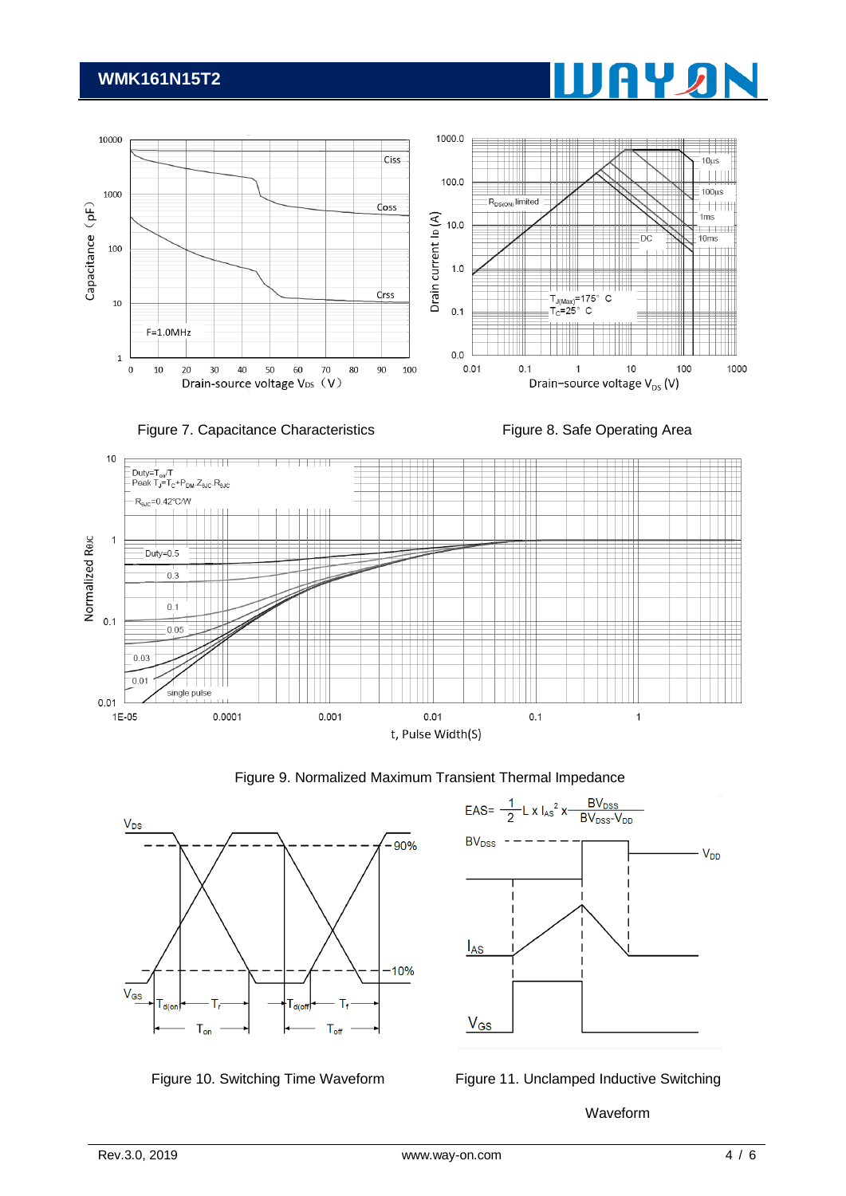10000

1000

100

10

1

Capacitance（pF）

Ciss

Coss

Crss

F=1.0MHz

0 10 20 30 40 50 60 70 80 90 100

Drain-source voltage $V_{DS}$（V）

Figure 7. Capacitance Characteristics

1000.0

100.0

10.0

1.0

0.1

0.0

Drain current $I_D$ (A)

$R_{DS(ON)}$ limited

10µs

100µs

1ms

10ms

DC

$T_{J(Max)}$=175° C

$T_C$=25° C

0.01 0.1 1 10 100 1000

Drain−source voltage $V_{DS}$ (V)

Figure 8. Safe Operating Area

10

1

0.1

0.01

Normalized $R_{\theta JC}$

Duty=$T_{on}$/T

Peak $T_J$=$T_C$+$P_{DM}$.$Z_{\theta JC}$.$R_{\theta JC}$

$R_{\theta JC}$=0.42°C/W

Duty=0.5

0.3

0.1

0.05

0.03

0.01

single pulse

1E-05 0.0001 0.001 0.01 0.1 1

t, Pulse Width(S)

Figure 9. Normalized Maximum Transient Thermal Impedance

$V_{DS}$

90%

10%

$V_{GS}$

$T_{d(on)}$ $T_r$ $T_{d(off)}$ $T_f$

$T_{on}$ $T_{off}$

Figure 10. Switching Time Waveform

$$EAS= \frac{1}{2} L \times I_{AS}^2 \times \frac{BV_{DSS}}{BV_{DSS}-V_{DD}}$$

$BV_{DSS}$

$V_{DD}$

$I_{AS}$

$V_{GS}$

Figure 11. Unclamped Inductive Switching Waveform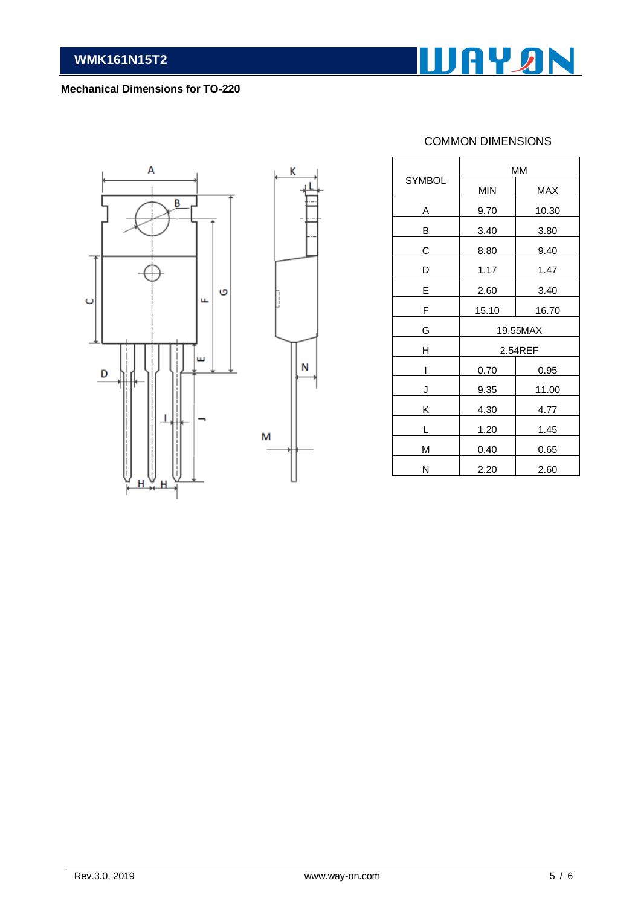## Mechanical Dimensions for TO-220

COMMON DIMENSIONS

| SYMBOL | MM | |
|---|---|---|
| | MIN | MAX |
| A | 9.70 | 10.30 |
| B | 3.40 | 3.80 |
| C | 8.80 | 9.40 |
| D | 1.17 | 1.47 |
| E | 2.60 | 3.40 |
| F | 15.10 | 16.70 |
| G | 19.55MAX | |
| H | 2.54REF | |
| I | 0.70 | 0.95 |
| J | 9.35 | 11.00 |
| K | 4.30 | 4.77 |
| L | 1.20 | 1.45 |
| M | 0.40 | 0.65 |
| N | 2.20 | 2.60 |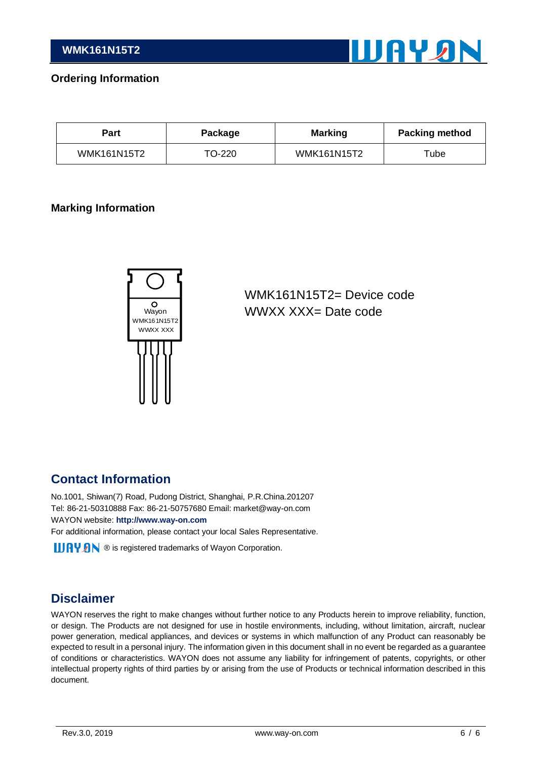## Ordering Information

| Part | Package | Marking | Packing method |
|---|---|---|---|
| WMK161N15T2 | TO-220 | WMK161N15T2 | Tube |

## Marking Information

Wayon
WMK161N15T2
WWXX XXX

WMK161N15T2= Device code
WWXX XXX= Date code

## Contact Information

No.1001, Shiwan(7) Road, Pudong District, Shanghai, P.R.China.201207
Tel: 86-21-50310888 Fax: 86-21-50757680 Email: market@way-on.com
WAYON website: **http://www.way-on.com**
For additional information, please contact your local Sales Representative.

WAYON ® is registered trademarks of Wayon Corporation.

## Disclaimer

WAYON reserves the right to make changes without further notice to any Products herein to improve reliability, function, or design. The Products are not designed for use in hostile environments, including, without limitation, aircraft, nuclear power generation, medical appliances, and devices or systems in which malfunction of any Product can reasonably be expected to result in a personal injury. The information given in this document shall in no event be regarded as a guarantee of conditions or characteristics. WAYON does not assume any liability for infringement of patents, copyrights, or other intellectual property rights of third parties by or arising from the use of Products or technical information described in this document.